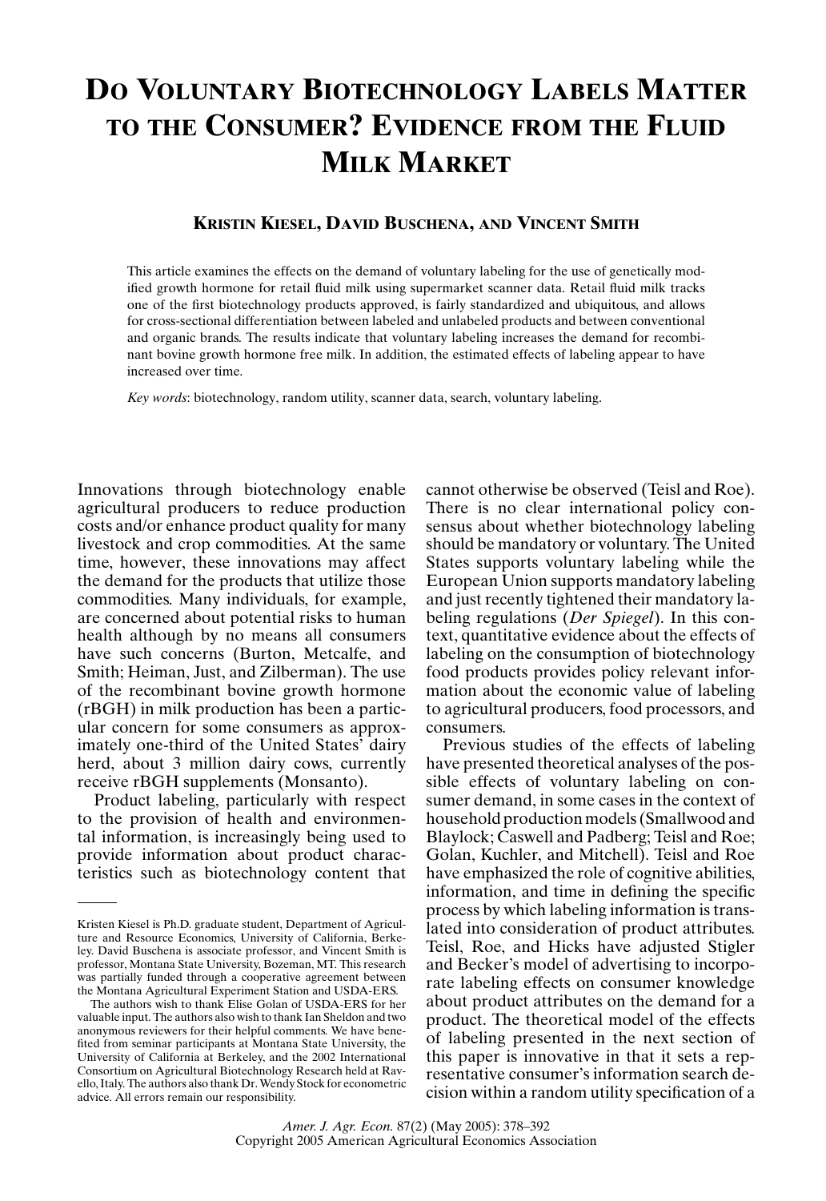# Do Voluntary Biotechnology Labels Matter to the Consumer? Evidence from the Fluid Milk Market

**Kristin Kiesel, David Buschena, and Vincent Smith**

This article examines the effects on the demand of voluntary labeling for the use of genetically modified growth hormone for retail fluid milk using supermarket scanner data. Retail fluid milk tracks one of the first biotechnology products approved, is fairly standardized and ubiquitous, and allows for cross-sectional differentiation between labeled and unlabeled products and between conventional and organic brands. The results indicate that voluntary labeling increases the demand for recombinant bovine growth hormone free milk. In addition, the estimated effects of labeling appear to have increased over time.

*Key words*: biotechnology, random utility, scanner data, search, voluntary labeling.

Innovations through biotechnology enable agricultural producers to reduce production costs and/or enhance product quality for many livestock and crop commodities. At the same time, however, these innovations may affect the demand for the products that utilize those commodities. Many individuals, for example, are concerned about potential risks to human health although by no means all consumers have such concerns (Burton, Metcalfe, and Smith; Heiman, Just, and Zilberman). The use of the recombinant bovine growth hormone (rBGH) in milk production has been a particular concern for some consumers as approximately one-third of the United States' dairy herd, about 3 million dairy cows, currently receive rBGH supplements (Monsanto).

Product labeling, particularly with respect to the provision of health and environmental information, is increasingly being used to provide information about product characteristics such as biotechnology content that cannot otherwise be observed (Teisl and Roe). There is no clear international policy consensus about whether biotechnology labeling should be mandatory or voluntary. The United States supports voluntary labeling while the European Union supports mandatory labeling and just recently tightened their mandatory labeling regulations (*Der Spiegel*). In this context, quantitative evidence about the effects of labeling on the consumption of biotechnology food products provides policy relevant information about the economic value of labeling to agricultural producers, food processors, and consumers.

Previous studies of the effects of labeling have presented theoretical analyses of the possible effects of voluntary labeling on consumer demand, in some cases in the context of household production models (Smallwood and Blaylock; Caswell and Padberg; Teisl and Roe; Golan, Kuchler, and Mitchell). Teisl and Roe have emphasized the role of cognitive abilities, information, and time in defining the specific process by which labeling information is translated into consideration of product attributes. Teisl, Roe, and Hicks have adjusted Stigler and Becker's model of advertising to incorporate labeling effects on consumer knowledge about product attributes on the demand for a product. The theoretical model of the effects of labeling presented in the next section of this paper is innovative in that it sets a representative consumer's information search decision within a random utility specification of a

---

Kristen Kiesel is Ph.D. graduate student, Department of Agriculture and Resource Economics, University of California, Berkeley. David Buschena is associate professor, and Vincent Smith is professor, Montana State University, Bozeman, MT. This research was partially funded through a cooperative agreement between the Montana Agricultural Experiment Station and USDA-ERS.

The authors wish to thank Elise Golan of USDA-ERS for her valuable input. The authors also wish to thank Ian Sheldon and two anonymous reviewers for their helpful comments. We have benefited from seminar participants at Montana State University, the University of California at Berkeley, and the 2002 International Consortium on Agricultural Biotechnology Research held at Ravello, Italy. The authors also thank Dr. Wendy Stock for econometric advice. All errors remain our responsibility.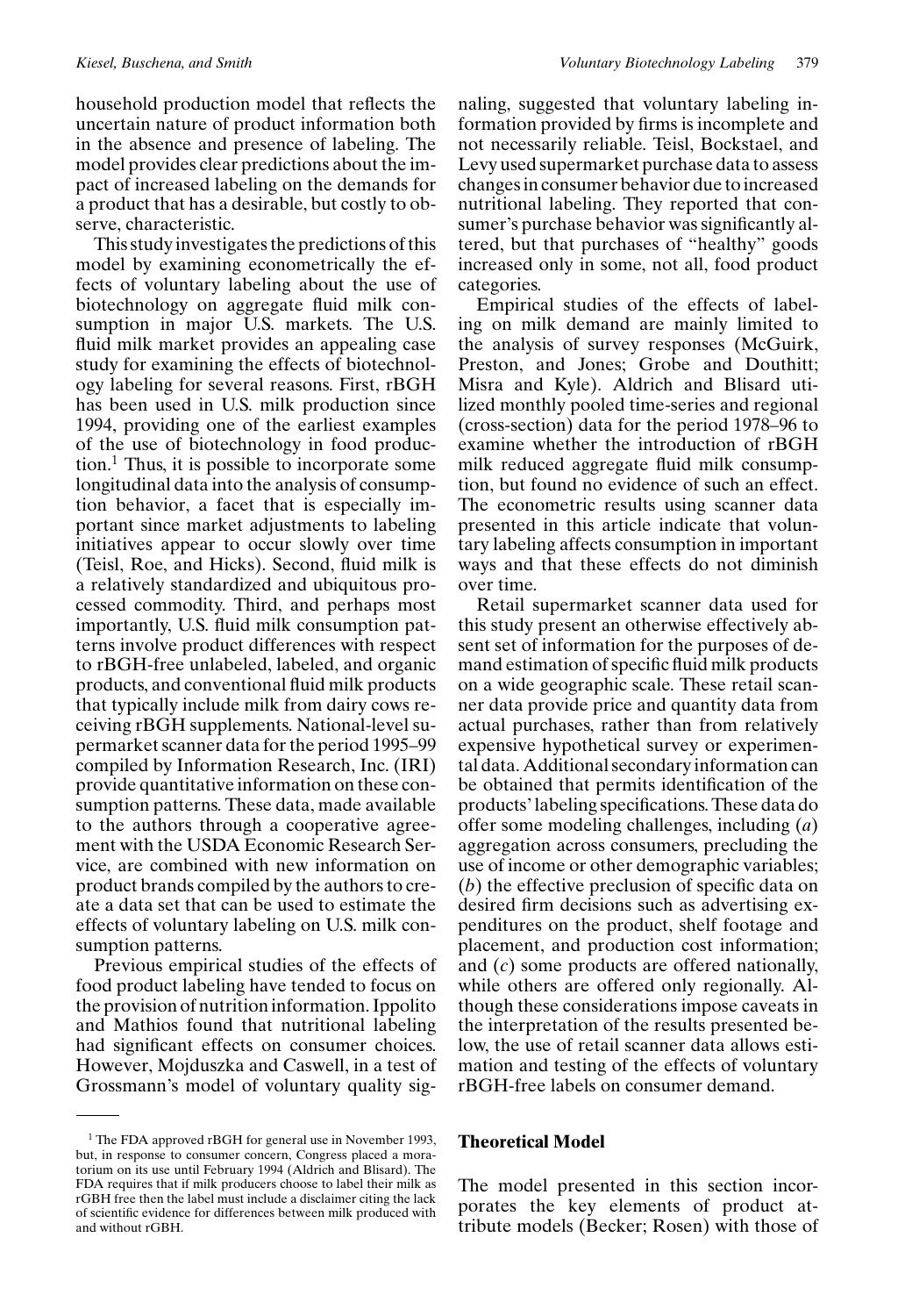household production model that reflects the uncertain nature of product information both in the absence and presence of labeling. The model provides clear predictions about the impact of increased labeling on the demands for a product that has a desirable, but costly to observe, characteristic.

This study investigates the predictions of this model by examining econometrically the effects of voluntary labeling about the use of biotechnology on aggregate fluid milk consumption in major U.S. markets. The U.S. fluid milk market provides an appealing case study for examining the effects of biotechnology labeling for several reasons. First, rBGH has been used in U.S. milk production since 1994, providing one of the earliest examples of the use of biotechnology in food production.[1] Thus, it is possible to incorporate some longitudinal data into the analysis of consumption behavior, a facet that is especially important since market adjustments to labeling initiatives appear to occur slowly over time (Teisl, Roe, and Hicks). Second, fluid milk is a relatively standardized and ubiquitous processed commodity. Third, and perhaps most importantly, U.S. fluid milk consumption patterns involve product differences with respect to rBGH-free unlabeled, labeled, and organic products, and conventional fluid milk products that typically include milk from dairy cows receiving rBGH supplements. National-level supermarket scanner data for the period 1995–99 compiled by Information Research, Inc. (IRI) provide quantitative information on these consumption patterns. These data, made available to the authors through a cooperative agreement with the USDA Economic Research Service, are combined with new information on product brands compiled by the authors to create a data set that can be used to estimate the effects of voluntary labeling on U.S. milk consumption patterns.

Previous empirical studies of the effects of food product labeling have tended to focus on the provision of nutrition information. Ippolito and Mathios found that nutritional labeling had significant effects on consumer choices. However, Mojduszka and Caswell, in a test of Grossmann's model of voluntary quality signaling, suggested that voluntary labeling information provided by firms is incomplete and not necessarily reliable. Teisl, Bockstael, and Levy used supermarket purchase data to assess changes in consumer behavior due to increased nutritional labeling. They reported that consumer's purchase behavior was significantly altered, but that purchases of "healthy" goods increased only in some, not all, food product categories.

Empirical studies of the effects of labeling on milk demand are mainly limited to the analysis of survey responses (McGuirk, Preston, and Jones; Grobe and Douthitt; Misra and Kyle). Aldrich and Blisard utilized monthly pooled time-series and regional (cross-section) data for the period 1978–96 to examine whether the introduction of rBGH milk reduced aggregate fluid milk consumption, but found no evidence of such an effect. The econometric results using scanner data presented in this article indicate that voluntary labeling affects consumption in important ways and that these effects do not diminish over time.

Retail supermarket scanner data used for this study present an otherwise effectively absent set of information for the purposes of demand estimation of specific fluid milk products on a wide geographic scale. These retail scanner data provide price and quantity data from actual purchases, rather than from relatively expensive hypothetical survey or experimental data. Additional secondary information can be obtained that permits identification of the products' labeling specifications. These data do offer some modeling challenges, including (*a*) aggregation across consumers, precluding the use of income or other demographic variables; (*b*) the effective preclusion of specific data on desired firm decisions such as advertising expenditures on the product, shelf footage and placement, and production cost information; and (*c*) some products are offered nationally, while others are offered only regionally. Although these considerations impose caveats in the interpretation of the results presented below, the use of retail scanner data allows estimation and testing of the effects of voluntary rBGH-free labels on consumer demand.

## Theoretical Model

The model presented in this section incorporates the key elements of product attribute models (Becker; Rosen) with those of

---

[1] The FDA approved rBGH for general use in November 1993, but, in response to consumer concern, Congress placed a moratorium on its use until February 1994 (Aldrich and Blisard). The FDA requires that if milk producers choose to label their milk as rGBH free then the label must include a disclaimer citing the lack of scientific evidence for differences between milk produced with and without rGBH.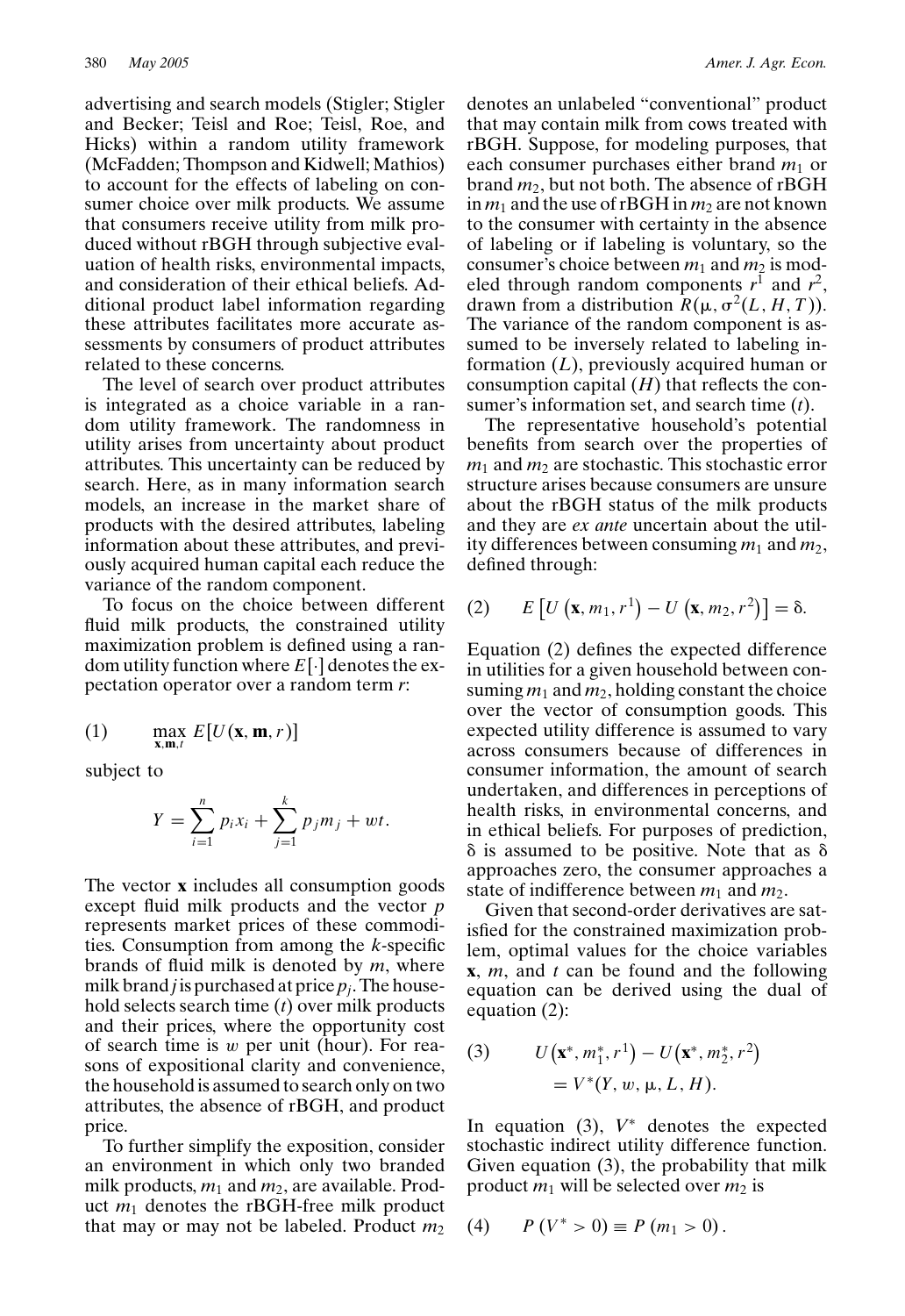advertising and search models (Stigler; Stigler and Becker; Teisl and Roe; Teisl, Roe, and Hicks) within a random utility framework (McFadden; Thompson and Kidwell; Mathios) to account for the effects of labeling on consumer choice over milk products. We assume that consumers receive utility from milk produced without rBGH through subjective evaluation of health risks, environmental impacts, and consideration of their ethical beliefs. Additional product label information regarding these attributes facilitates more accurate assessments by consumers of product attributes related to these concerns.

The level of search over product attributes is integrated as a choice variable in a random utility framework. The randomness in utility arises from uncertainty about product attributes. This uncertainty can be reduced by search. Here, as in many information search models, an increase in the market share of products with the desired attributes, labeling information about these attributes, and previously acquired human capital each reduce the variance of the random component.

To focus on the choice between different fluid milk products, the constrained utility maximization problem is defined using a random utility function where $E[\cdot]$ denotes the expectation operator over a random term $r$:

$$\text{(1)} \qquad \max_{\mathbf{x},\mathbf{m},t} E[U(\mathbf{x}, \mathbf{m}, r)]$$

subject to

$$Y = \sum_{i=1}^{n} p_i x_i + \sum_{j=1}^{k} p_j m_j + wt.$$

The vector $\mathbf{x}$ includes all consumption goods except fluid milk products and the vector $p$ represents market prices of these commodities. Consumption from among the $k$-specific brands of fluid milk is denoted by $m$, where milk brand $j$ is purchased at price $p_j$. The household selects search time ($t$) over milk products and their prices, where the opportunity cost of search time is $w$ per unit (hour). For reasons of expositional clarity and convenience, the household is assumed to search only on two attributes, the absence of rBGH, and product price.

To further simplify the exposition, consider an environment in which only two branded milk products, $m_1$ and $m_2$, are available. Product $m_1$ denotes the rBGH-free milk product that may or may not be labeled. Product $m_2$ denotes an unlabeled "conventional" product that may contain milk from cows treated with rBGH. Suppose, for modeling purposes, that each consumer purchases either brand $m_1$ or brand $m_2$, but not both. The absence of rBGH in $m_1$ and the use of rBGH in $m_2$ are not known to the consumer with certainty in the absence of labeling or if labeling is voluntary, so the consumer's choice between $m_1$ and $m_2$ is modeled through random components $r^1$ and $r^2$, drawn from a distribution $R(\mu, \sigma^2(L, H, T))$. The variance of the random component is assumed to be inversely related to labeling information ($L$), previously acquired human or consumption capital ($H$) that reflects the consumer's information set, and search time ($t$).

The representative household's potential benefits from search over the properties of $m_1$ and $m_2$ are stochastic. This stochastic error structure arises because consumers are unsure about the rBGH status of the milk products and they are *ex ante* uncertain about the utility differences between consuming $m_1$ and $m_2$, defined through:

$$\text{(2)} \qquad E\left[U\left(\mathbf{x}, m_1, r^1\right) - U\left(\mathbf{x}, m_2, r^2\right)\right] = \delta.$$

Equation (2) defines the expected difference in utilities for a given household between consuming $m_1$ and $m_2$, holding constant the choice over the vector of consumption goods. This expected utility difference is assumed to vary across consumers because of differences in consumer information, the amount of search undertaken, and differences in perceptions of health risks, in environmental concerns, and in ethical beliefs. For purposes of prediction, $\delta$ is assumed to be positive. Note that as $\delta$ approaches zero, the consumer approaches a state of indifference between $m_1$ and $m_2$.

Given that second-order derivatives are satisfied for the constrained maximization problem, optimal values for the choice variables $\mathbf{x}$, $m$, and $t$ can be found and the following equation can be derived using the dual of equation (2):

$$\text{(3)} \qquad U\left(\mathbf{x}^*, m_1^*, r^1\right) - U\left(\mathbf{x}^*, m_2^*, r^2\right) = V^*(Y, w, \mu, L, H).$$

In equation (3), $V^*$ denotes the expected stochastic indirect utility difference function. Given equation (3), the probability that milk product $m_1$ will be selected over $m_2$ is

$$\text{(4)} \qquad P\left(V^* > 0\right) \equiv P\left(m_1 > 0\right).$$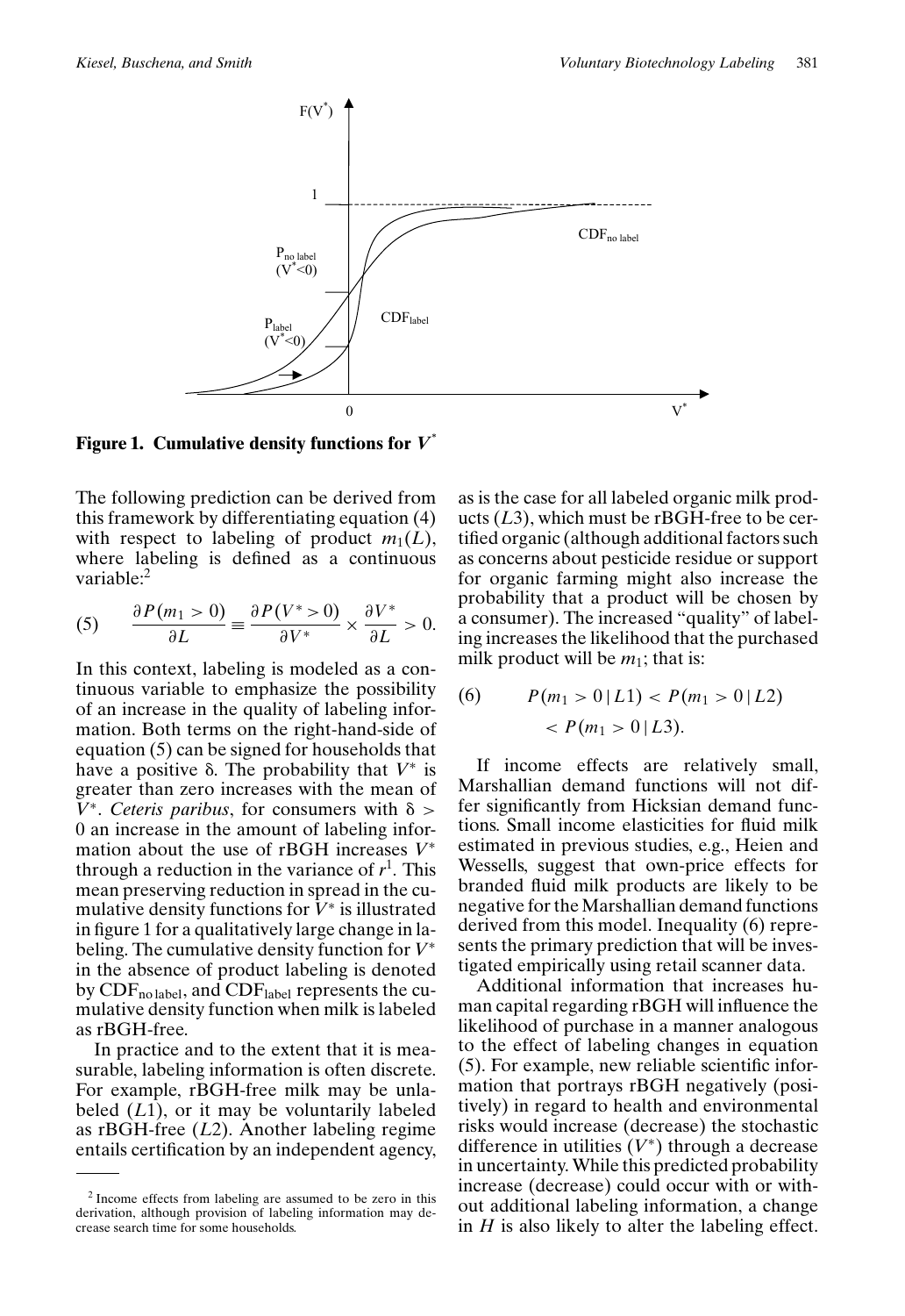**Figure 1. Cumulative density functions for $V^*$**

The following prediction can be derived from this framework by differentiating equation (4) with respect to labeling of product $m_1(L)$, where labeling is defined as a continuous variable:[2]

$$\text{(5)} \qquad \frac{\partial P(m_1 > 0)}{\partial L} \equiv \frac{\partial P(V^* > 0)}{\partial V^*} \times \frac{\partial V^*}{\partial L} > 0.$$

In this context, labeling is modeled as a continuous variable to emphasize the possibility of an increase in the quality of labeling information. Both terms on the right-hand-side of equation (5) can be signed for households that have a positive δ. The probability that $V^*$ is greater than zero increases with the mean of $V^*$. *Ceteris paribus*, for consumers with $\delta > 0$ an increase in the amount of labeling information about the use of rBGH increases $V^*$ through a reduction in the variance of $r^1$. This mean preserving reduction in spread in the cumulative density functions for $V^*$ is illustrated in figure 1 for a qualitatively large change in labeling. The cumulative density function for $V^*$ in the absence of product labeling is denoted by $\text{CDF}_{\text{no label}}$, and $\text{CDF}_{\text{label}}$ represents the cumulative density function when milk is labeled as rBGH-free.

In practice and to the extent that it is measurable, labeling information is often discrete. For example, rBGH-free milk may be unlabeled ($L1$), or it may be voluntarily labeled as rBGH-free ($L2$). Another labeling regime entails certification by an independent agency, as is the case for all labeled organic milk products ($L3$), which must be rBGH-free to be certified organic (although additional factors such as concerns about pesticide residue or support for organic farming might also increase the probability that a product will be chosen by a consumer). The increased "quality" of labeling increases the likelihood that the purchased milk product will be $m_1$; that is:

$$\text{(6)} \qquad P(m_1 > 0 \,|\, L1) < P(m_1 > 0 \,|\, L2) < P(m_1 > 0 \,|\, L3).$$

If income effects are relatively small, Marshallian demand functions will not differ significantly from Hicksian demand functions. Small income elasticities for fluid milk estimated in previous studies, e.g., Heien and Wessells, suggest that own-price effects for branded fluid milk products are likely to be negative for the Marshallian demand functions derived from this model. Inequality (6) represents the primary prediction that will be investigated empirically using retail scanner data.

Additional information that increases human capital regarding rBGH will influence the likelihood of purchase in a manner analogous to the effect of labeling changes in equation (5). For example, new reliable scientific information that portrays rBGH negatively (positively) in regard to health and environmental risks would increase (decrease) the stochastic difference in utilities ($V^*$) through a decrease in uncertainty. While this predicted probability increase (decrease) could occur with or without additional labeling information, a change in $H$ is also likely to alter the labeling effect.

[2] Income effects from labeling are assumed to be zero in this derivation, although provision of labeling information may decrease search time for some households.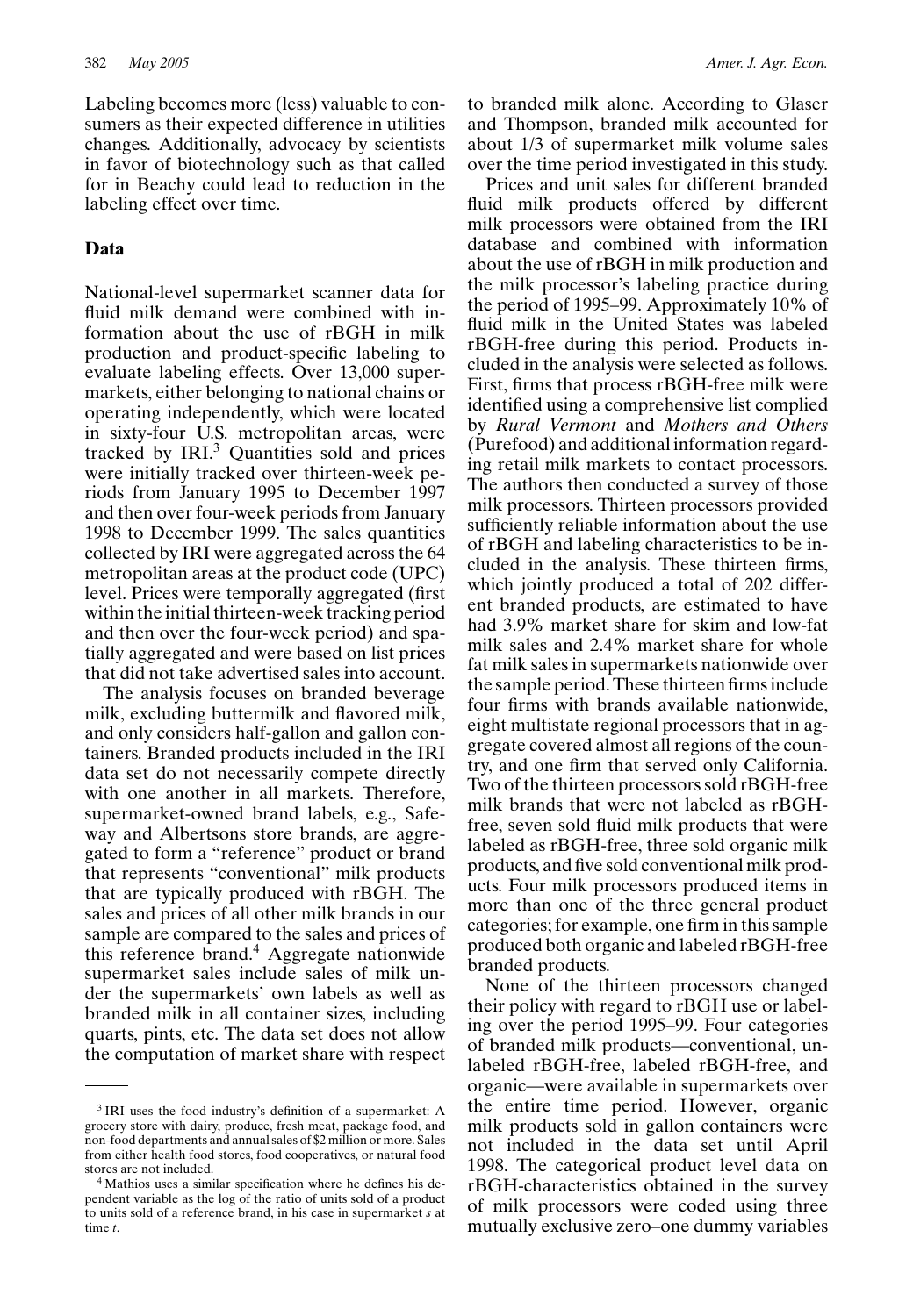Labeling becomes more (less) valuable to consumers as their expected difference in utilities changes. Additionally, advocacy by scientists in favor of biotechnology such as that called for in Beachy could lead to reduction in the labeling effect over time.

## Data

National-level supermarket scanner data for fluid milk demand were combined with information about the use of rBGH in milk production and product-specific labeling to evaluate labeling effects. Over 13,000 supermarkets, either belonging to national chains or operating independently, which were located in sixty-four U.S. metropolitan areas, were tracked by IRI.[3] Quantities sold and prices were initially tracked over thirteen-week periods from January 1995 to December 1997 and then over four-week periods from January 1998 to December 1999. The sales quantities collected by IRI were aggregated across the 64 metropolitan areas at the product code (UPC) level. Prices were temporally aggregated (first within the initial thirteen-week tracking period and then over the four-week period) and spatially aggregated and were based on list prices that did not take advertised sales into account.

The analysis focuses on branded beverage milk, excluding buttermilk and flavored milk, and only considers half-gallon and gallon containers. Branded products included in the IRI data set do not necessarily compete directly with one another in all markets. Therefore, supermarket-owned brand labels, e.g., Safeway and Albertsons store brands, are aggregated to form a "reference" product or brand that represents "conventional" milk products that are typically produced with rBGH. The sales and prices of all other milk brands in our sample are compared to the sales and prices of this reference brand.[4] Aggregate nationwide supermarket sales include sales of milk under the supermarkets' own labels as well as branded milk in all container sizes, including quarts, pints, etc. The data set does not allow the computation of market share with respect to branded milk alone. According to Glaser and Thompson, branded milk accounted for about 1/3 of supermarket milk volume sales over the time period investigated in this study.

Prices and unit sales for different branded fluid milk products offered by different milk processors were obtained from the IRI database and combined with information about the use of rBGH in milk production and the milk processor's labeling practice during the period of 1995–99. Approximately 10% of fluid milk in the United States was labeled rBGH-free during this period. Products included in the analysis were selected as follows. First, firms that process rBGH-free milk were identified using a comprehensive list complied by *Rural Vermont* and *Mothers and Others* (Purefood) and additional information regarding retail milk markets to contact processors. The authors then conducted a survey of those milk processors. Thirteen processors provided sufficiently reliable information about the use of rBGH and labeling characteristics to be included in the analysis. These thirteen firms, which jointly produced a total of 202 different branded products, are estimated to have had 3.9% market share for skim and low-fat milk sales and 2.4% market share for whole fat milk sales in supermarkets nationwide over the sample period. These thirteen firms include four firms with brands available nationwide, eight multistate regional processors that in aggregate covered almost all regions of the country, and one firm that served only California. Two of the thirteen processors sold rBGH-free milk brands that were not labeled as rBGH-free, seven sold fluid milk products that were labeled as rBGH-free, three sold organic milk products, and five sold conventional milk products. Four milk processors produced items in more than one of the three general product categories; for example, one firm in this sample produced both organic and labeled rBGH-free branded products.

None of the thirteen processors changed their policy with regard to rBGH use or labeling over the period 1995–99. Four categories of branded milk products—conventional, unlabeled rBGH-free, labeled rBGH-free, and organic—were available in supermarkets over the entire time period. However, organic milk products sold in gallon containers were not included in the data set until April 1998. The categorical product level data on rBGH-characteristics obtained in the survey of milk processors were coded using three mutually exclusive zero–one dummy variables

---

[3] IRI uses the food industry's definition of a supermarket: A grocery store with dairy, produce, fresh meat, package food, and non-food departments and annual sales of $2 million or more. Sales from either health food stores, food cooperatives, or natural food stores are not included.

[4] Mathios uses a similar specification where he defines his dependent variable as the log of the ratio of units sold of a product to units sold of a reference brand, in his case in supermarket $s$ at time $t$.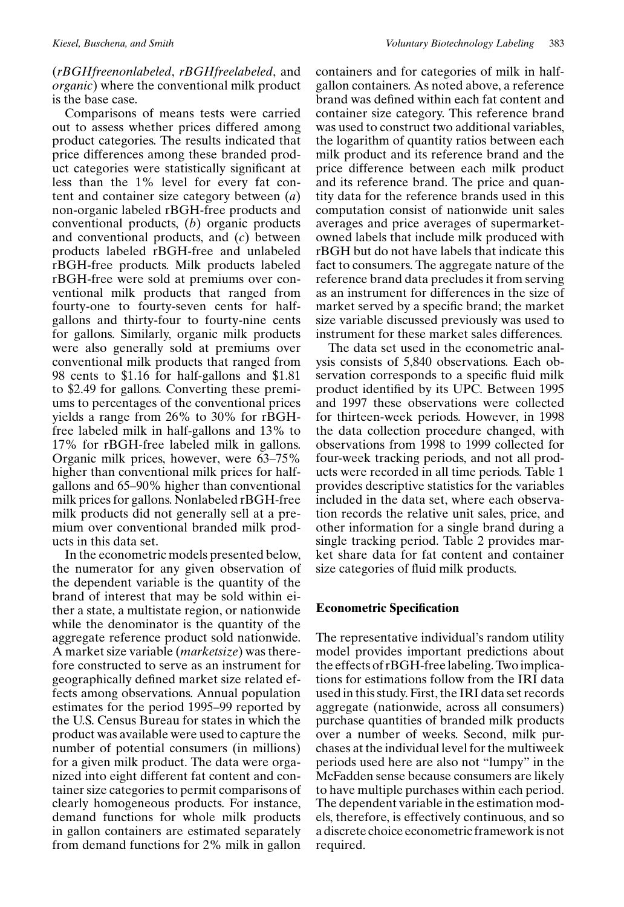(*rBGHfreenonlabeled*, *rBGHfreelabeled*, and *organic*) where the conventional milk product is the base case.

Comparisons of means tests were carried out to assess whether prices differed among product categories. The results indicated that price differences among these branded product categories were statistically significant at less than the 1% level for every fat content and container size category between (*a*) non-organic labeled rBGH-free products and conventional products, (*b*) organic products and conventional products, and (*c*) between products labeled rBGH-free and unlabeled rBGH-free products. Milk products labeled rBGH-free were sold at premiums over conventional milk products that ranged from fourty-one to fourty-seven cents for half-gallons and thirty-four to fourty-nine cents for gallons. Similarly, organic milk products were also generally sold at premiums over conventional milk products that ranged from 98 cents to \$1.16 for half-gallons and \$1.81 to \$2.49 for gallons. Converting these premiums to percentages of the conventional prices yields a range from 26% to 30% for rBGH-free labeled milk in half-gallons and 13% to 17% for rBGH-free labeled milk in gallons. Organic milk prices, however, were 63–75% higher than conventional milk prices for half-gallons and 65–90% higher than conventional milk prices for gallons. Nonlabeled rBGH-free milk products did not generally sell at a premium over conventional branded milk products in this data set.

In the econometric models presented below, the numerator for any given observation of the dependent variable is the quantity of the brand of interest that may be sold within either a state, a multistate region, or nationwide while the denominator is the quantity of the aggregate reference product sold nationwide. A market size variable (*marketsize*) was therefore constructed to serve as an instrument for geographically defined market size related effects among observations. Annual population estimates for the period 1995–99 reported by the U.S. Census Bureau for states in which the product was available were used to capture the number of potential consumers (in millions) for a given milk product. The data were organized into eight different fat content and container size categories to permit comparisons of clearly homogeneous products. For instance, demand functions for whole milk products in gallon containers are estimated separately from demand functions for 2% milk in gallon containers and for categories of milk in half-gallon containers. As noted above, a reference brand was defined within each fat content and container size category. This reference brand was used to construct two additional variables, the logarithm of quantity ratios between each milk product and its reference brand and the price difference between each milk product and its reference brand. The price and quantity data for the reference brands used in this computation consist of nationwide unit sales averages and price averages of supermarket-owned labels that include milk produced with rBGH but do not have labels that indicate this fact to consumers. The aggregate nature of the reference brand data precludes it from serving as an instrument for differences in the size of market served by a specific brand; the market size variable discussed previously was used to instrument for these market sales differences.

The data set used in the econometric analysis consists of 5,840 observations. Each observation corresponds to a specific fluid milk product identified by its UPC. Between 1995 and 1997 these observations were collected for thirteen-week periods. However, in 1998 the data collection procedure changed, with observations from 1998 to 1999 collected for four-week tracking periods, and not all products were recorded in all time periods. Table 1 provides descriptive statistics for the variables included in the data set, where each observation records the relative unit sales, price, and other information for a single brand during a single tracking period. Table 2 provides market share data for fat content and container size categories of fluid milk products.

## Econometric Specification

The representative individual's random utility model provides important predictions about the effects of rBGH-free labeling. Two implications for estimations follow from the IRI data used in this study. First, the IRI data set records aggregate (nationwide, across all consumers) purchase quantities of branded milk products over a number of weeks. Second, milk purchases at the individual level for the multiweek periods used here are also not "lumpy" in the McFadden sense because consumers are likely to have multiple purchases within each period. The dependent variable in the estimation models, therefore, is effectively continuous, and so a discrete choice econometric framework is not required.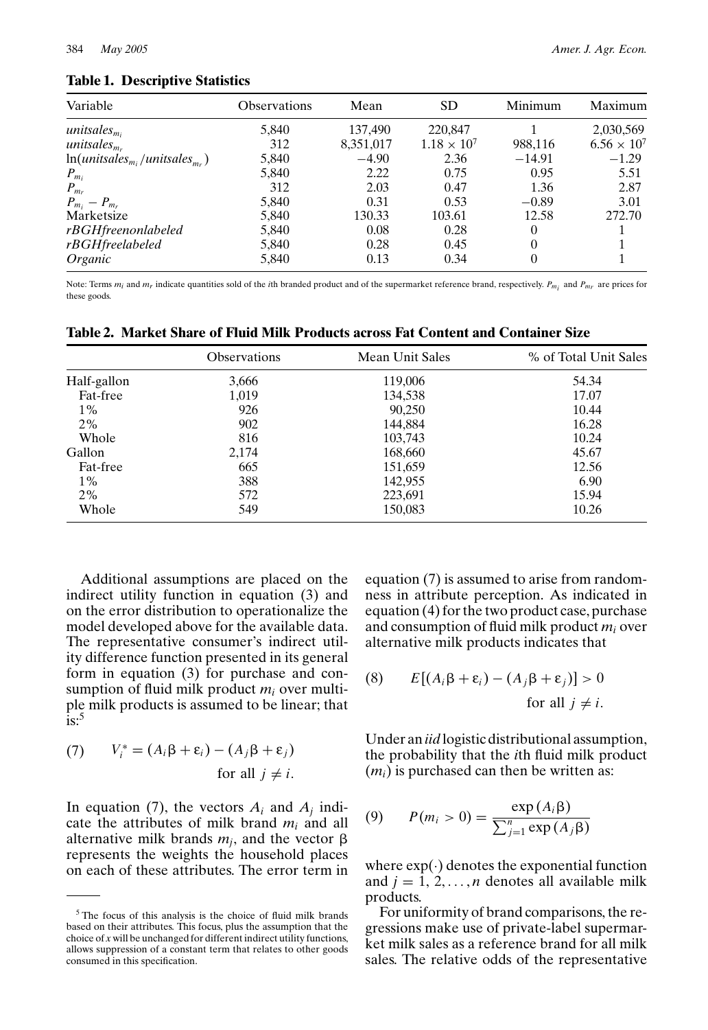**Table 1. Descriptive Statistics**

| Variable | Observations | Mean | SD | Minimum | Maximum |
|---|---|---|---|---|---|
| $unitsales_{m_i}$ | 5,840 | 137,490 | 220,847 | 1 | 2,030,569 |
| $unitsales_{m_r}$ | 312 | 8,351,017 | $1.18 \times 10^7$ | 988,116 | $6.56 \times 10^7$ |
| $\ln(unitsales_{m_i}/unitsales_{m_r})$ | 5,840 | −4.90 | 2.36 | −14.91 | −1.29 |
| $P_{m_i}$ | 5,840 | 2.22 | 0.75 | 0.95 | 5.51 |
| $P_{m_r}$ | 312 | 2.03 | 0.47 | 1.36 | 2.87 |
| $P_{m_i} - P_{m_r}$ | 5,840 | 0.31 | 0.53 | −0.89 | 3.01 |
| Marketsize | 5,840 | 130.33 | 103.61 | 12.58 | 272.70 |
| *rBGHfreenonlabeled* | 5,840 | 0.08 | 0.28 | 0 | 1 |
| *rBGHfreelabeled* | 5,840 | 0.28 | 0.45 | 0 | 1 |
| *Organic* | 5,840 | 0.13 | 0.34 | 0 | 1 |

Note: Terms $m_i$ and $m_r$ indicate quantities sold of the *i*th branded product and of the supermarket reference brand, respectively. $P_{m_i}$ and $P_{m_r}$ are prices for these goods.

**Table 2. Market Share of Fluid Milk Products across Fat Content and Container Size**

| | Observations | Mean Unit Sales | % of Total Unit Sales |
|---|---|---|---|
| Half-gallon | 3,666 | 119,006 | 54.34 |
| Fat-free | 1,019 | 134,538 | 17.07 |
| 1% | 926 | 90,250 | 10.44 |
| 2% | 902 | 144,884 | 16.28 |
| Whole | 816 | 103,743 | 10.24 |
| Gallon | 2,174 | 168,660 | 45.67 |
| Fat-free | 665 | 151,659 | 12.56 |
| 1% | 388 | 142,955 | 6.90 |
| 2% | 572 | 223,691 | 15.94 |
| Whole | 549 | 150,083 | 10.26 |

Additional assumptions are placed on the indirect utility function in equation (3) and on the error distribution to operationalize the model developed above for the available data. The representative consumer's indirect utility difference function presented in its general form in equation (3) for purchase and consumption of fluid milk product $m_i$ over multiple milk products is assumed to be linear; that is:[5]

$$V_i^* = (A_i\beta + \varepsilon_i) - (A_j\beta + \varepsilon_j) \quad \text{for all } j \neq i. \tag{7}$$

In equation (7), the vectors $A_i$ and $A_j$ indicate the attributes of milk brand $m_i$ and all alternative milk brands $m_j$, and the vector $\beta$ represents the weights the household places on each of these attributes. The error term in equation (7) is assumed to arise from randomness in attribute perception. As indicated in equation (4) for the two product case, purchase and consumption of fluid milk product $m_i$ over alternative milk products indicates that

$$E[(A_i\beta + \varepsilon_i) - (A_j\beta + \varepsilon_j)] > 0 \quad \text{for all } j \neq i. \tag{8}$$

Under an *iid* logistic distributional assumption, the probability that the *i*th fluid milk product ($m_i$) is purchased can then be written as:

$$P(m_i > 0) = \frac{\exp(A_i\beta)}{\sum_{j=1}^{n} \exp(A_j\beta)} \tag{9}$$

where $\exp(\cdot)$ denotes the exponential function and $j = 1, 2, \ldots, n$ denotes all available milk products.

For uniformity of brand comparisons, the regressions make use of private-label supermarket milk sales as a reference brand for all milk sales. The relative odds of the representative

[5] The focus of this analysis is the choice of fluid milk brands based on their attributes. This focus, plus the assumption that the choice of $x$ will be unchanged for different indirect utility functions, allows suppression of a constant term that relates to other goods consumed in this specification.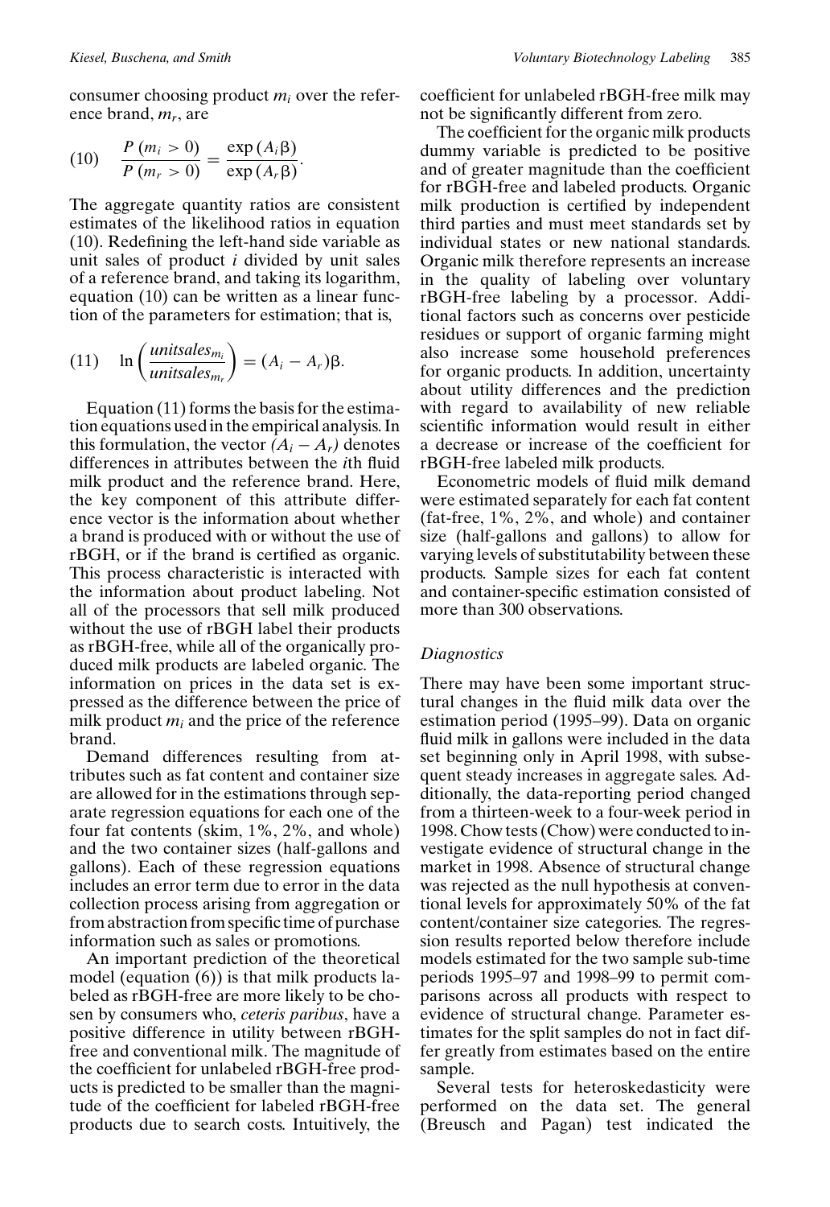consumer choosing product $m_i$ over the reference brand, $m_r$, are

$$(10) \quad \frac{P(m_i > 0)}{P(m_r > 0)} = \frac{\exp(A_i\beta)}{\exp(A_r\beta)}.$$

The aggregate quantity ratios are consistent estimates of the likelihood ratios in equation (10). Redefining the left-hand side variable as unit sales of product $i$ divided by unit sales of a reference brand, and taking its logarithm, equation (10) can be written as a linear function of the parameters for estimation; that is,

$$(11) \quad \ln\left(\frac{unitsales_{m_i}}{unitsales_{m_r}}\right) = (A_i - A_r)\beta.$$

Equation (11) forms the basis for the estimation equations used in the empirical analysis. In this formulation, the vector $(A_i - A_r)$ denotes differences in attributes between the $i$th fluid milk product and the reference brand. Here, the key component of this attribute difference vector is the information about whether a brand is produced with or without the use of rBGH, or if the brand is certified as organic. This process characteristic is interacted with the information about product labeling. Not all of the processors that sell milk produced without the use of rBGH label their products as rBGH-free, while all of the organically produced milk products are labeled organic. The information on prices in the data set is expressed as the difference between the price of milk product $m_i$ and the price of the reference brand.

Demand differences resulting from attributes such as fat content and container size are allowed for in the estimations through separate regression equations for each one of the four fat contents (skim, 1%, 2%, and whole) and the two container sizes (half-gallons and gallons). Each of these regression equations includes an error term due to error in the data collection process arising from aggregation or from abstraction from specific time of purchase information such as sales or promotions.

An important prediction of the theoretical model (equation (6)) is that milk products labeled as rBGH-free are more likely to be chosen by consumers who, *ceteris paribus*, have a positive difference in utility between rBGH-free and conventional milk. The magnitude of the coefficient for unlabeled rBGH-free products is predicted to be smaller than the magnitude of the coefficient for labeled rBGH-free products due to search costs. Intuitively, the coefficient for unlabeled rBGH-free milk may not be significantly different from zero.

The coefficient for the organic milk products dummy variable is predicted to be positive and of greater magnitude than the coefficient for rBGH-free and labeled products. Organic milk production is certified by independent third parties and must meet standards set by individual states or new national standards. Organic milk therefore represents an increase in the quality of labeling over voluntary rBGH-free labeling by a processor. Additional factors such as concerns over pesticide residues or support of organic farming might also increase some household preferences for organic products. In addition, uncertainty about utility differences and the prediction with regard to availability of new reliable scientific information would result in either a decrease or increase of the coefficient for rBGH-free labeled milk products.

Econometric models of fluid milk demand were estimated separately for each fat content (fat-free, 1%, 2%, and whole) and container size (half-gallons and gallons) to allow for varying levels of substitutability between these products. Sample sizes for each fat content and container-specific estimation consisted of more than 300 observations.

### *Diagnostics*

There may have been some important structural changes in the fluid milk data over the estimation period (1995–99). Data on organic fluid milk in gallons were included in the data set beginning only in April 1998, with subsequent steady increases in aggregate sales. Additionally, the data-reporting period changed from a thirteen-week to a four-week period in 1998. Chow tests (Chow) were conducted to investigate evidence of structural change in the market in 1998. Absence of structural change was rejected as the null hypothesis at conventional levels for approximately 50% of the fat content/container size categories. The regression results reported below therefore include models estimated for the two sample sub-time periods 1995–97 and 1998–99 to permit comparisons across all products with respect to evidence of structural change. Parameter estimates for the split samples do not in fact differ greatly from estimates based on the entire sample.

Several tests for heteroskedasticity were performed on the data set. The general (Breusch and Pagan) test indicated the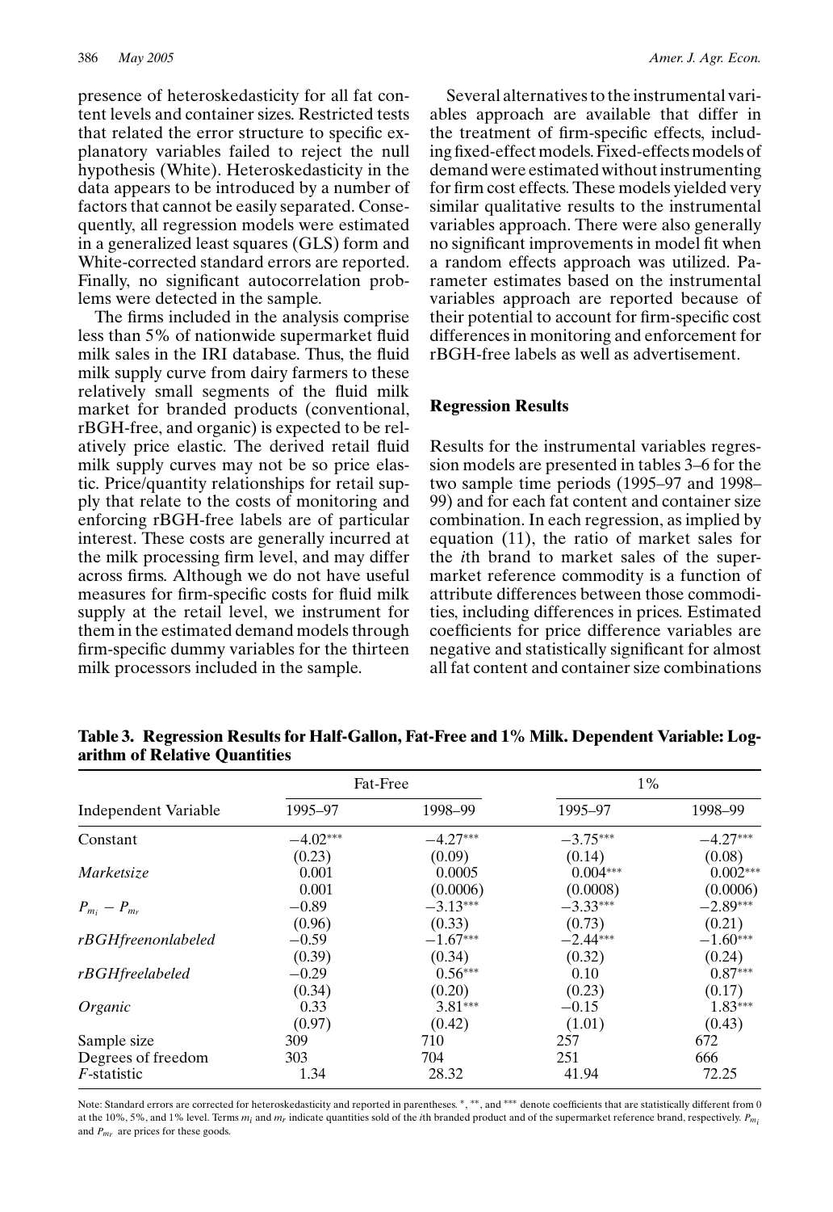presence of heteroskedasticity for all fat content levels and container sizes. Restricted tests that related the error structure to specific explanatory variables failed to reject the null hypothesis (White). Heteroskedasticity in the data appears to be introduced by a number of factors that cannot be easily separated. Consequently, all regression models were estimated in a generalized least squares (GLS) form and White-corrected standard errors are reported. Finally, no significant autocorrelation problems were detected in the sample.

The firms included in the analysis comprise less than 5% of nationwide supermarket fluid milk sales in the IRI database. Thus, the fluid milk supply curve from dairy farmers to these relatively small segments of the fluid milk market for branded products (conventional, rBGH-free, and organic) is expected to be relatively price elastic. The derived retail fluid milk supply curves may not be so price elastic. Price/quantity relationships for retail supply that relate to the costs of monitoring and enforcing rBGH-free labels are of particular interest. These costs are generally incurred at the milk processing firm level, and may differ across firms. Although we do not have useful measures for firm-specific costs for fluid milk supply at the retail level, we instrument for them in the estimated demand models through firm-specific dummy variables for the thirteen milk processors included in the sample.

Several alternatives to the instrumental variables approach are available that differ in the treatment of firm-specific effects, including fixed-effect models. Fixed-effects models of demand were estimated without instrumenting for firm cost effects. These models yielded very similar qualitative results to the instrumental variables approach. There were also generally no significant improvements in model fit when a random effects approach was utilized. Parameter estimates based on the instrumental variables approach are reported because of their potential to account for firm-specific cost differences in monitoring and enforcement for rBGH-free labels as well as advertisement.

## Regression Results

Results for the instrumental variables regression models are presented in tables 3–6 for the two sample time periods (1995–97 and 1998–99) and for each fat content and container size combination. In each regression, as implied by equation (11), the ratio of market sales for the *i*th brand to market sales of the supermarket reference commodity is a function of attribute differences between those commodities, including differences in prices. Estimated coefficients for price difference variables are negative and statistically significant for almost all fat content and container size combinations

**Table 3. Regression Results for Half-Gallon, Fat-Free and 1% Milk. Dependent Variable: Logarithm of Relative Quantities**

| | Fat-Free | | 1% | |
|---|---|---|---|---|
| Independent Variable | 1995–97 | 1998–99 | 1995–97 | 1998–99 |
| Constant | −4.02*** | −4.27*** | −3.75*** | −4.27*** |
| | (0.23) | (0.09) | (0.14) | (0.08) |
| *Marketsize* | 0.001 | 0.0005 | 0.004*** | 0.002*** |
| | 0.001 | (0.0006) | (0.0008) | (0.0006) |
| $P_{m_i} - P_{m_r}$ | −0.89 | −3.13*** | −3.33*** | −2.89*** |
| | (0.96) | (0.33) | (0.73) | (0.21) |
| *rBGHfreenonlabeled* | −0.59 | −1.67*** | −2.44*** | −1.60*** |
| | (0.39) | (0.34) | (0.32) | (0.24) |
| *rBGHfreelabeled* | −0.29 | 0.56*** | 0.10 | 0.87*** |
| | (0.34) | (0.20) | (0.23) | (0.17) |
| *Organic* | 0.33 | 3.81*** | −0.15 | 1.83*** |
| | (0.97) | (0.42) | (1.01) | (0.43) |
| Sample size | 309 | 710 | 257 | 672 |
| Degrees of freedom | 303 | 704 | 251 | 666 |
| *F*-statistic | 1.34 | 28.32 | 41.94 | 72.25 |

Note: Standard errors are corrected for heteroskedasticity and reported in parentheses. *, **, and *** denote coefficients that are statistically different from 0 at the 10%, 5%, and 1% level. Terms $m_i$ and $m_r$ indicate quantities sold of the *i*th branded product and of the supermarket reference brand, respectively. $P_{m_i}$ and $P_{m_r}$ are prices for these goods.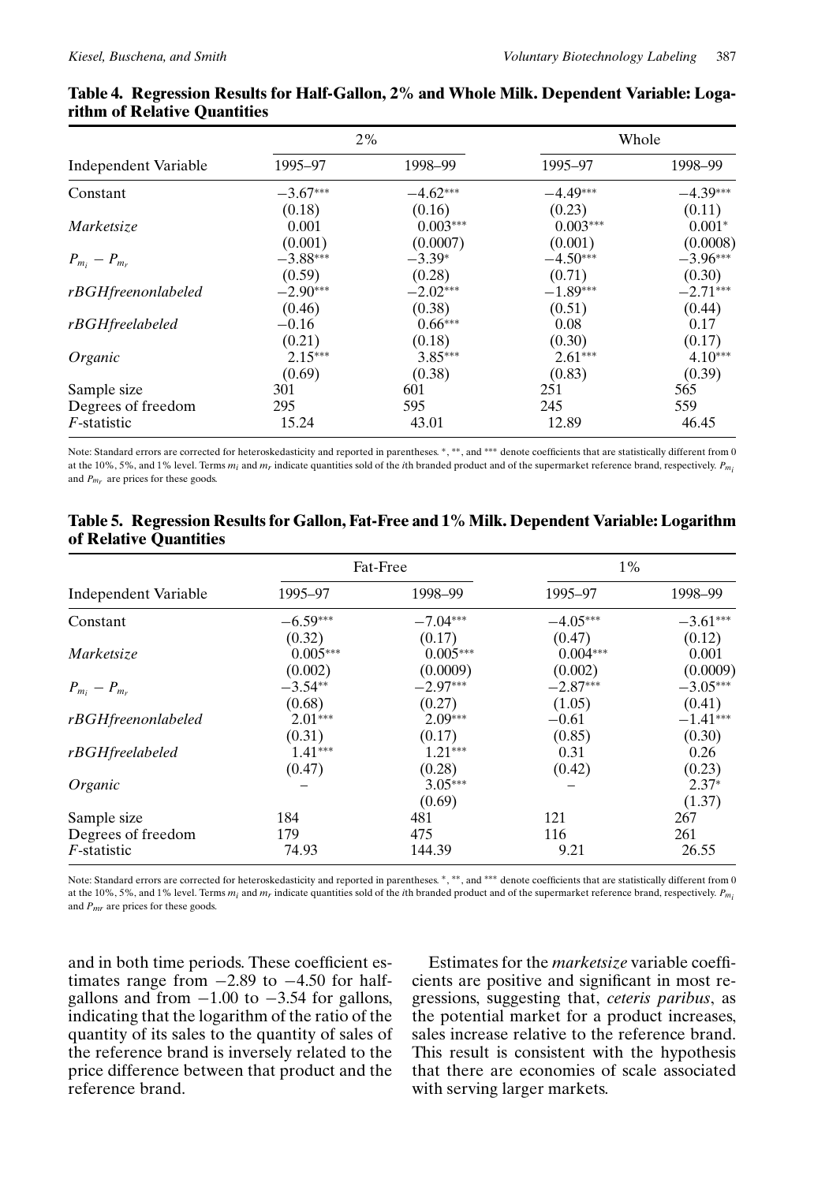**Table 4. Regression Results for Half-Gallon, 2% and Whole Milk. Dependent Variable: Logarithm of Relative Quantities**

| | 2% | | Whole | |
|---|---|---|---|---|
| Independent Variable | 1995–97 | 1998–99 | 1995–97 | 1998–99 |
| Constant | −3.67*** | −4.62*** | −4.49*** | −4.39*** |
| | (0.18) | (0.16) | (0.23) | (0.11) |
| *Marketsize* | 0.001 | 0.003*** | 0.003*** | 0.001* |
| | (0.001) | (0.0007) | (0.001) | (0.0008) |
| $P_{m_i} - P_{m_r}$ | −3.88*** | −3.39* | −4.50*** | −3.96*** |
| | (0.59) | (0.28) | (0.71) | (0.30) |
| *rBGHfreenonlabeled* | −2.90*** | −2.02*** | −1.89*** | −2.71*** |
| | (0.46) | (0.38) | (0.51) | (0.44) |
| *rBGHfreelabeled* | −0.16 | 0.66*** | 0.08 | 0.17 |
| | (0.21) | (0.18) | (0.30) | (0.17) |
| *Organic* | 2.15*** | 3.85*** | 2.61*** | 4.10*** |
| | (0.69) | (0.38) | (0.83) | (0.39) |
| Sample size | 301 | 601 | 251 | 565 |
| Degrees of freedom | 295 | 595 | 245 | 559 |
| *F*-statistic | 15.24 | 43.01 | 12.89 | 46.45 |

Note: Standard errors are corrected for heteroskedasticity and reported in parentheses. *, **, and *** denote coefficients that are statistically different from 0 at the 10%, 5%, and 1% level. Terms $m_i$ and $m_r$ indicate quantities sold of the *i*th branded product and of the supermarket reference brand, respectively. $P_{m_i}$ and $P_{m_r}$ are prices for these goods.

**Table 5. Regression Results for Gallon, Fat-Free and 1% Milk. Dependent Variable: Logarithm of Relative Quantities**

| | Fat-Free | | 1% | |
|---|---|---|---|---|
| Independent Variable | 1995–97 | 1998–99 | 1995–97 | 1998–99 |
| Constant | −6.59*** | −7.04*** | −4.05*** | −3.61*** |
| | (0.32) | (0.17) | (0.47) | (0.12) |
| *Marketsize* | 0.005*** | 0.005*** | 0.004*** | 0.001 |
| | (0.002) | (0.0009) | (0.002) | (0.0009) |
| $P_{m_i} - P_{m_r}$ | −3.54** | −2.97*** | −2.87*** | −3.05*** |
| | (0.68) | (0.27) | (1.05) | (0.41) |
| *rBGHfreenonlabeled* | 2.01*** | 2.09*** | −0.61 | −1.41*** |
| | (0.31) | (0.17) | (0.85) | (0.30) |
| *rBGHfreelabeled* | 1.41*** | 1.21*** | 0.31 | 0.26 |
| | (0.47) | (0.28) | (0.42) | (0.23) |
| *Organic* | – | 3.05*** | – | 2.37* |
| | | (0.69) | | (1.37) |
| Sample size | 184 | 481 | 121 | 267 |
| Degrees of freedom | 179 | 475 | 116 | 261 |
| *F*-statistic | 74.93 | 144.39 | 9.21 | 26.55 |

Note: Standard errors are corrected for heteroskedasticity and reported in parentheses. *, **, and *** denote coefficients that are statistically different from 0 at the 10%, 5%, and 1% level. Terms $m_i$ and $m_r$ indicate quantities sold of the *i*th branded product and of the supermarket reference brand, respectively. $P_{m_i}$ and $P_{mr}$ are prices for these goods.

and in both time periods. These coefficient estimates range from −2.89 to −4.50 for half-gallons and from −1.00 to −3.54 for gallons, indicating that the logarithm of the ratio of the quantity of its sales to the quantity of sales of the reference brand is inversely related to the price difference between that product and the reference brand.

Estimates for the *marketsize* variable coefficients are positive and significant in most regressions, suggesting that, *ceteris paribus*, as the potential market for a product increases, sales increase relative to the reference brand. This result is consistent with the hypothesis that there are economies of scale associated with serving larger markets.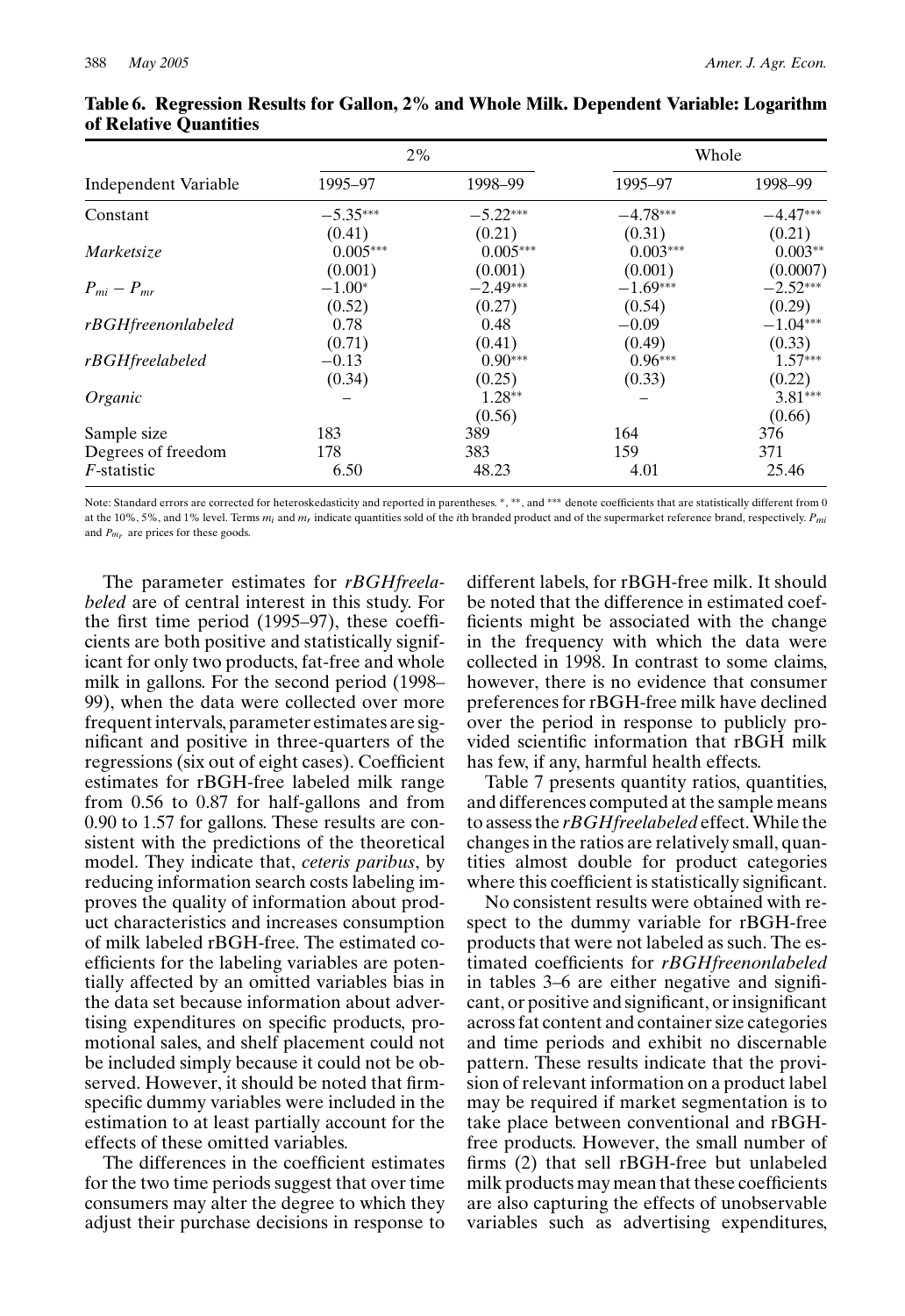**Table 6. Regression Results for Gallon, 2% and Whole Milk. Dependent Variable: Logarithm of Relative Quantities**

| | 2% | | Whole | |
|---|---|---|---|---|
| Independent Variable | 1995–97 | 1998–99 | 1995–97 | 1998–99 |
| Constant | −5.35*** | −5.22*** | −4.78*** | −4.47*** |
| | (0.41) | (0.21) | (0.31) | (0.21) |
| *Marketsize* | 0.005*** | 0.005*** | 0.003*** | 0.003** |
| | (0.001) | (0.001) | (0.001) | (0.0007) |
| $P_{mi} - P_{mr}$ | −1.00* | −2.49*** | −1.69*** | −2.52*** |
| | (0.52) | (0.27) | (0.54) | (0.29) |
| *rBGHfreenonlabeled* | 0.78 | 0.48 | −0.09 | −1.04*** |
| | (0.71) | (0.41) | (0.49) | (0.33) |
| *rBGHfreelabeled* | −0.13 | 0.90*** | 0.96*** | 1.57*** |
| | (0.34) | (0.25) | (0.33) | (0.22) |
| *Organic* | – | 1.28** | – | 3.81*** |
| | | (0.56) | | (0.66) |
| Sample size | 183 | 389 | 164 | 376 |
| Degrees of freedom | 178 | 383 | 159 | 371 |
| *F*-statistic | 6.50 | 48.23 | 4.01 | 25.46 |

Note: Standard errors are corrected for heteroskedasticity and reported in parentheses. *, **, and *** denote coefficients that are statistically different from 0 at the 10%, 5%, and 1% level. Terms $m_i$ and $m_r$ indicate quantities sold of the $i$th branded product and of the supermarket reference brand, respectively. $P_{mi}$ and $P_{m_r}$ are prices for these goods.

The parameter estimates for *rBGHfreelabeled* are of central interest in this study. For the first time period (1995–97), these coefficients are both positive and statistically significant for only two products, fat-free and whole milk in gallons. For the second period (1998–99), when the data were collected over more frequent intervals, parameter estimates are significant and positive in three-quarters of the regressions (six out of eight cases). Coefficient estimates for rBGH-free labeled milk range from 0.56 to 0.87 for half-gallons and from 0.90 to 1.57 for gallons. These results are consistent with the predictions of the theoretical model. They indicate that, *ceteris paribus*, by reducing information search costs labeling improves the quality of information about product characteristics and increases consumption of milk labeled rBGH-free. The estimated coefficients for the labeling variables are potentially affected by an omitted variables bias in the data set because information about advertising expenditures on specific products, promotional sales, and shelf placement could not be included simply because it could not be observed. However, it should be noted that firm-specific dummy variables were included in the estimation to at least partially account for the effects of these omitted variables.

The differences in the coefficient estimates for the two time periods suggest that over time consumers may alter the degree to which they adjust their purchase decisions in response to different labels, for rBGH-free milk. It should be noted that the difference in estimated coefficients might be associated with the change in the frequency with which the data were collected in 1998. In contrast to some claims, however, there is no evidence that consumer preferences for rBGH-free milk have declined over the period in response to publicly provided scientific information that rBGH milk has few, if any, harmful health effects.

Table 7 presents quantity ratios, quantities, and differences computed at the sample means to assess the *rBGHfreelabeled* effect. While the changes in the ratios are relatively small, quantities almost double for product categories where this coefficient is statistically significant.

No consistent results were obtained with respect to the dummy variable for rBGH-free products that were not labeled as such. The estimated coefficients for *rBGHfreenonlabeled* in tables 3–6 are either negative and significant, or positive and significant, or insignificant across fat content and container size categories and time periods and exhibit no discernable pattern. These results indicate that the provision of relevant information on a product label may be required if market segmentation is to take place between conventional and rBGH-free products. However, the small number of firms (2) that sell rBGH-free but unlabeled milk products may mean that these coefficients are also capturing the effects of unobservable variables such as advertising expenditures,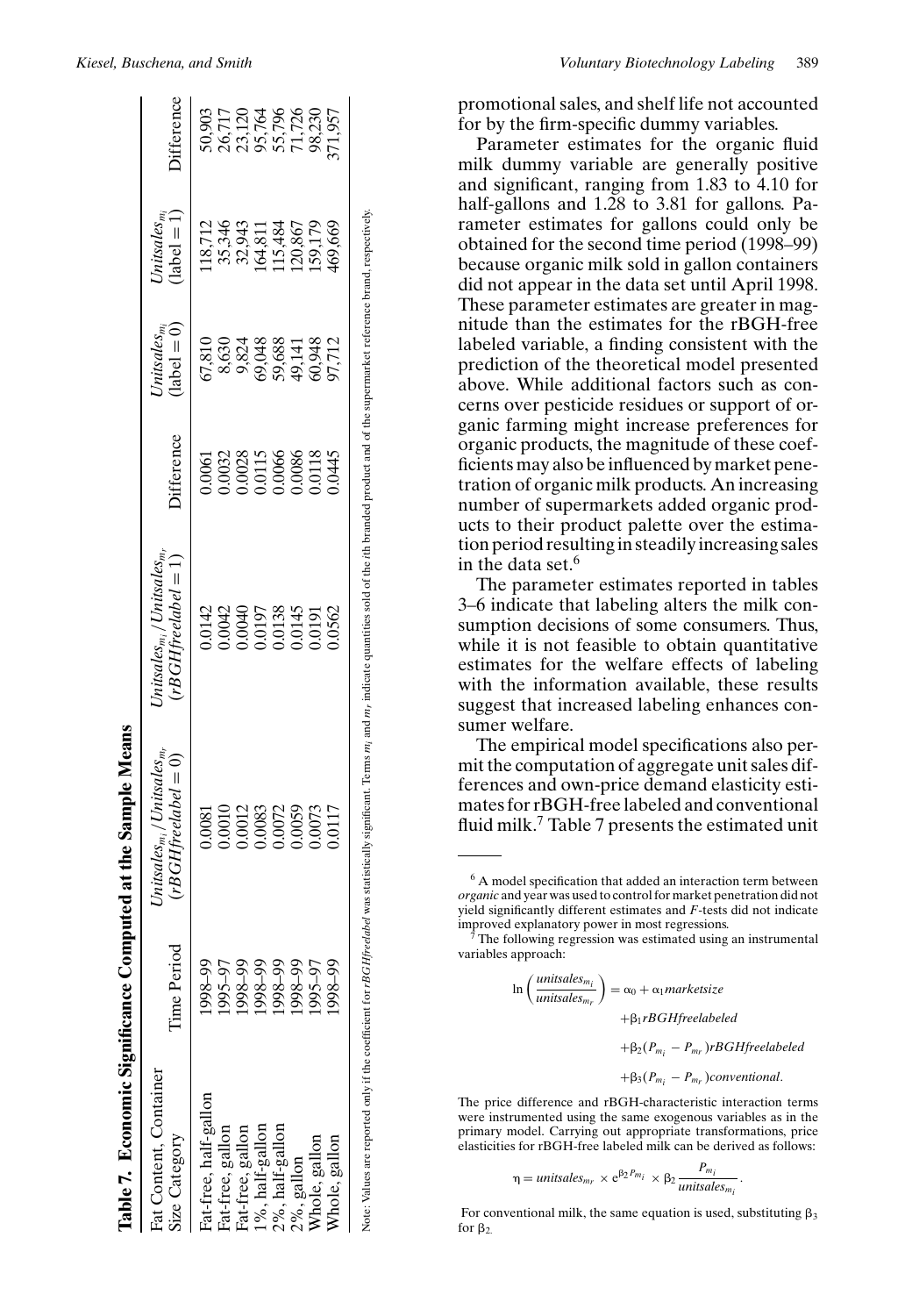**Table 7. Economic Significance Computed at the Sample Means**

| Fat Content, Container Size Category | Time Period | $Unitsales_{m_i}/Unitsales_{m_r}$ ($rBGHfreelabel = 0$) | $Unitsales_{m_i}/Unitsales_{m_r}$ ($rBGHfreelabel = 1$) | Difference | $Unitsales_{m_i}$ (label = 0) | $Unitsales_{m_i}$ (label = 1) | Difference |
|---|---|---|---|---|---|---|---|
| Fat-free, half-gallon | 1998–99 | 0.0081 | 0.0142 | 0.0061 | 67,810 | 118,712 | 50,903 |
| Fat-free, gallon | 1995–97 | 0.0010 | 0.0042 | 0.0032 | 8,630 | 35,346 | 26,717 |
| Fat-free, gallon | 1998–99 | 0.0012 | 0.0040 | 0.0028 | 9,824 | 32,943 | 23,120 |
| 1%, half-gallon | 1998–99 | 0.0083 | 0.0197 | 0.0115 | 69,048 | 164,811 | 95,764 |
| 2%, half-gallon | 1998–99 | 0.0072 | 0.0138 | 0.0066 | 59,688 | 115,484 | 55,796 |
| 2%, gallon | 1998–99 | 0.0059 | 0.0145 | 0.0086 | 49,141 | 120,867 | 71,726 |
| Whole, gallon | 1995–97 | 0.0073 | 0.0191 | 0.0118 | 60,948 | 159,179 | 98,230 |
| Whole, gallon | 1998–99 | 0.0117 | 0.0562 | 0.0445 | 97,712 | 469,669 | 371,957 |

Note: Values are reported only if the coefficient for *rBGHfreelabel* was statistically significant. Terms $m_i$ and $m_r$ indicate quantities sold of the *i*th branded product and of the supermarket reference brand, respectively.

promotional sales, and shelf life not accounted for by the firm-specific dummy variables.

Parameter estimates for the organic fluid milk dummy variable are generally positive and significant, ranging from 1.83 to 4.10 for half-gallons and 1.28 to 3.81 for gallons. Parameter estimates for gallons could only be obtained for the second time period (1998–99) because organic milk sold in gallon containers did not appear in the data set until April 1998. These parameter estimates are greater in magnitude than the estimates for the rBGH-free labeled variable, a finding consistent with the prediction of the theoretical model presented above. While additional factors such as concerns over pesticide residues or support of organic farming might increase preferences for organic products, the magnitude of these coefficients may also be influenced by market penetration of organic milk products. An increasing number of supermarkets added organic products to their product palette over the estimation period resulting in steadily increasing sales in the data set.[6]

The parameter estimates reported in tables 3–6 indicate that labeling alters the milk consumption decisions of some consumers. Thus, while it is not feasible to obtain quantitative estimates for the welfare effects of labeling with the information available, these results suggest that increased labeling enhances consumer welfare.

The empirical model specifications also permit the computation of aggregate unit sales differences and own-price demand elasticity estimates for rBGH-free labeled and conventional fluid milk.[7] Table 7 presents the estimated unit

---

[6] A model specification that added an interaction term between *organic* and year was used to control for market penetration did not yield significantly different estimates and *F*-tests did not indicate improved explanatory power in most regressions.

[7] The following regression was estimated using an instrumental variables approach:

$$\ln\left(\frac{unitsales_{m_i}}{unitsales_{m_r}}\right) = \alpha_0 + \alpha_1 marketsize$$
$$+\beta_1 rBGHfreelabeled$$
$$+\beta_2(P_{m_i} - P_{m_r}) rBGHfreelabeled$$
$$+\beta_3(P_{m_i} - P_{m_r}) conventional.$$

The price difference and rBGH-characteristic interaction terms were instrumented using the same exogenous variables as in the primary model. Carrying out appropriate transformations, price elasticities for rBGH-free labeled milk can be derived as follows:

$$\eta = unitsales_{m_r} \times e^{\beta_2 P_{m_i}} \times \beta_2 \frac{P_{m_i}}{unitsales_{m_i}}.$$

For conventional milk, the same equation is used, substituting $\beta_3$ for $\beta_2$.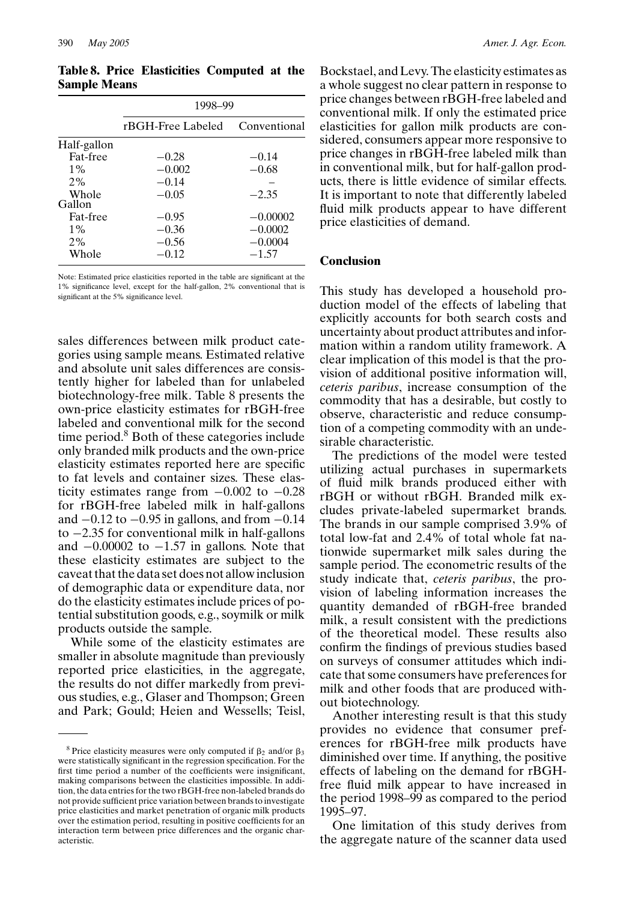**Table 8. Price Elasticities Computed at the Sample Means**

| | 1998–99 | |
|---|---|---|
| | rBGH-Free Labeled | Conventional |
| Half-gallon | | |
| Fat-free | −0.28 | −0.14 |
| 1% | −0.002 | −0.68 |
| 2% | −0.14 | – |
| Whole | −0.05 | −2.35 |
| Gallon | | |
| Fat-free | −0.95 | −0.00002 |
| 1% | −0.36 | −0.0002 |
| 2% | −0.56 | −0.0004 |
| Whole | −0.12 | −1.57 |

Note: Estimated price elasticities reported in the table are significant at the 1% significance level, except for the half-gallon, 2% conventional that is significant at the 5% significance level.

sales differences between milk product categories using sample means. Estimated relative and absolute unit sales differences are consistently higher for labeled than for unlabeled biotechnology-free milk. Table 8 presents the own-price elasticity estimates for rBGH-free labeled and conventional milk for the second time period.[8] Both of these categories include only branded milk products and the own-price elasticity estimates reported here are specific to fat levels and container sizes. These elasticity estimates range from −0.002 to −0.28 for rBGH-free labeled milk in half-gallons and −0.12 to −0.95 in gallons, and from −0.14 to −2.35 for conventional milk in half-gallons and −0.00002 to −1.57 in gallons. Note that these elasticity estimates are subject to the caveat that the data set does not allow inclusion of demographic data or expenditure data, nor do the elasticity estimates include prices of potential substitution goods, e.g., soymilk or milk products outside the sample.

While some of the elasticity estimates are smaller in absolute magnitude than previously reported price elasticities, in the aggregate, the results do not differ markedly from previous studies, e.g., Glaser and Thompson; Green and Park; Gould; Heien and Wessells; Teisl, Bockstael, and Levy. The elasticity estimates as a whole suggest no clear pattern in response to price changes between rBGH-free labeled and conventional milk. If only the estimated price elasticities for gallon milk products are considered, consumers appear more responsive to price changes in rBGH-free labeled milk than in conventional milk, but for half-gallon products, there is little evidence of similar effects. It is important to note that differently labeled fluid milk products appear to have different price elasticities of demand.

## Conclusion

This study has developed a household production model of the effects of labeling that explicitly accounts for both search costs and uncertainty about product attributes and information within a random utility framework. A clear implication of this model is that the provision of additional positive information will, *ceteris paribus*, increase consumption of the commodity that has a desirable, but costly to observe, characteristic and reduce consumption of a competing commodity with an undesirable characteristic.

The predictions of the model were tested utilizing actual purchases in supermarkets of fluid milk brands produced either with rBGH or without rBGH. Branded milk excludes private-labeled supermarket brands. The brands in our sample comprised 3.9% of total low-fat and 2.4% of total whole fat nationwide supermarket milk sales during the sample period. The econometric results of the study indicate that, *ceteris paribus*, the provision of labeling information increases the quantity demanded of rBGH-free branded milk, a result consistent with the predictions of the theoretical model. These results also confirm the findings of previous studies based on surveys of consumer attitudes which indicate that some consumers have preferences for milk and other foods that are produced without biotechnology.

Another interesting result is that this study provides no evidence that consumer preferences for rBGH-free milk products have diminished over time. If anything, the positive effects of labeling on the demand for rBGH-free fluid milk appear to have increased in the period 1998–99 as compared to the period 1995–97.

One limitation of this study derives from the aggregate nature of the scanner data used

---

[8] Price elasticity measures were only computed if $\beta_2$ and/or $\beta_3$ were statistically significant in the regression specification. For the first time period a number of the coefficients were insignificant, making comparisons between the elasticities impossible. In addition, the data entries for the two rBGH-free non-labeled brands do not provide sufficient price variation between brands to investigate price elasticities and market penetration of organic milk products over the estimation period, resulting in positive coefficients for an interaction term between price differences and the organic characteristic.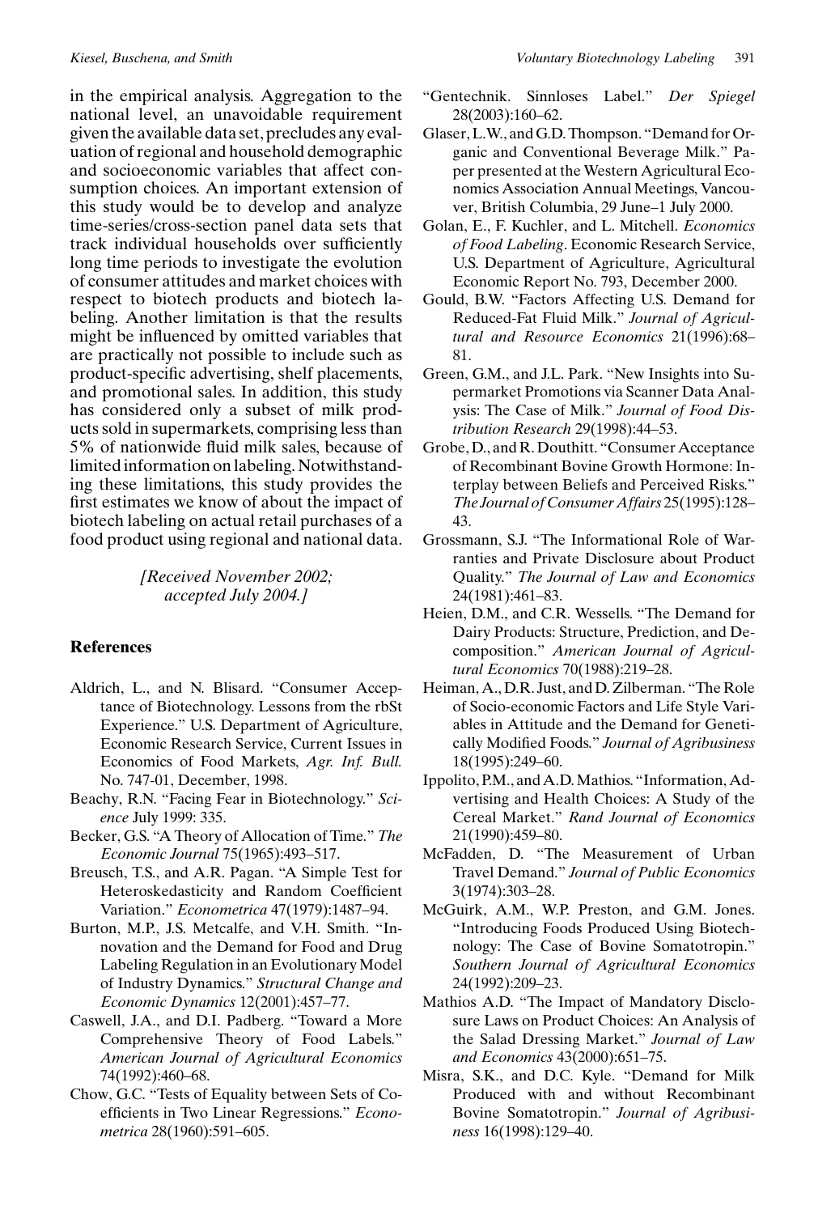in the empirical analysis. Aggregation to the national level, an unavoidable requirement given the available data set, precludes any evaluation of regional and household demographic and socioeconomic variables that affect consumption choices. An important extension of this study would be to develop and analyze time-series/cross-section panel data sets that track individual households over sufficiently long time periods to investigate the evolution of consumer attitudes and market choices with respect to biotech products and biotech labeling. Another limitation is that the results might be influenced by omitted variables that are practically not possible to include such as product-specific advertising, shelf placements, and promotional sales. In addition, this study has considered only a subset of milk products sold in supermarkets, comprising less than 5% of nationwide fluid milk sales, because of limited information on labeling. Notwithstanding these limitations, this study provides the first estimates we know of about the impact of biotech labeling on actual retail purchases of a food product using regional and national data.

*[Received November 2002; accepted July 2004.]*

## References

Aldrich, L., and N. Blisard. "Consumer Acceptance of Biotechnology. Lessons from the rbSt Experience." U.S. Department of Agriculture, Economic Research Service, Current Issues in Economics of Food Markets, *Agr. Inf. Bull.* No. 747-01, December, 1998.

Beachy, R.N. "Facing Fear in Biotechnology." *Science* July 1999: 335.

Becker, G.S. "A Theory of Allocation of Time." *The Economic Journal* 75(1965):493–517.

Breusch, T.S., and A.R. Pagan. "A Simple Test for Heteroskedasticity and Random Coefficient Variation." *Econometrica* 47(1979):1487–94.

Burton, M.P., J.S. Metcalfe, and V.H. Smith. "Innovation and the Demand for Food and Drug Labeling Regulation in an Evolutionary Model of Industry Dynamics." *Structural Change and Economic Dynamics* 12(2001):457–77.

Caswell, J.A., and D.I. Padberg. "Toward a More Comprehensive Theory of Food Labels." *American Journal of Agricultural Economics* 74(1992):460–68.

Chow, G.C. "Tests of Equality between Sets of Coefficients in Two Linear Regressions." *Econometrica* 28(1960):591–605.

"Gentechnik. Sinnloses Label." *Der Spiegel* 28(2003):160–62.

Glaser, L.W., and G.D. Thompson. "Demand for Organic and Conventional Beverage Milk." Paper presented at the Western Agricultural Economics Association Annual Meetings, Vancouver, British Columbia, 29 June–1 July 2000.

Golan, E., F. Kuchler, and L. Mitchell. *Economics of Food Labeling*. Economic Research Service, U.S. Department of Agriculture, Agricultural Economic Report No. 793, December 2000.

Gould, B.W. "Factors Affecting U.S. Demand for Reduced-Fat Fluid Milk." *Journal of Agricultural and Resource Economics* 21(1996):68–81.

Green, G.M., and J.L. Park. "New Insights into Supermarket Promotions via Scanner Data Analysis: The Case of Milk." *Journal of Food Distribution Research* 29(1998):44–53.

Grobe, D., and R. Douthitt. "Consumer Acceptance of Recombinant Bovine Growth Hormone: Interplay between Beliefs and Perceived Risks." *The Journal of Consumer Affairs* 25(1995):128–43.

Grossmann, S.J. "The Informational Role of Warranties and Private Disclosure about Product Quality." *The Journal of Law and Economics* 24(1981):461–83.

Heien, D.M., and C.R. Wessells. "The Demand for Dairy Products: Structure, Prediction, and Decomposition." *American Journal of Agricultural Economics* 70(1988):219–28.

Heiman, A., D.R. Just, and D. Zilberman. "The Role of Socio-economic Factors and Life Style Variables in Attitude and the Demand for Genetically Modified Foods." *Journal of Agribusiness* 18(1995):249–60.

Ippolito, P.M., and A.D. Mathios. "Information, Advertising and Health Choices: A Study of the Cereal Market." *Rand Journal of Economics* 21(1990):459–80.

McFadden, D. "The Measurement of Urban Travel Demand." *Journal of Public Economics* 3(1974):303–28.

McGuirk, A.M., W.P. Preston, and G.M. Jones. "Introducing Foods Produced Using Biotechnology: The Case of Bovine Somatotropin." *Southern Journal of Agricultural Economics* 24(1992):209–23.

Mathios A.D. "The Impact of Mandatory Disclosure Laws on Product Choices: An Analysis of the Salad Dressing Market." *Journal of Law and Economics* 43(2000):651–75.

Misra, S.K., and D.C. Kyle. "Demand for Milk Produced with and without Recombinant Bovine Somatotropin." *Journal of Agribusiness* 16(1998):129–40.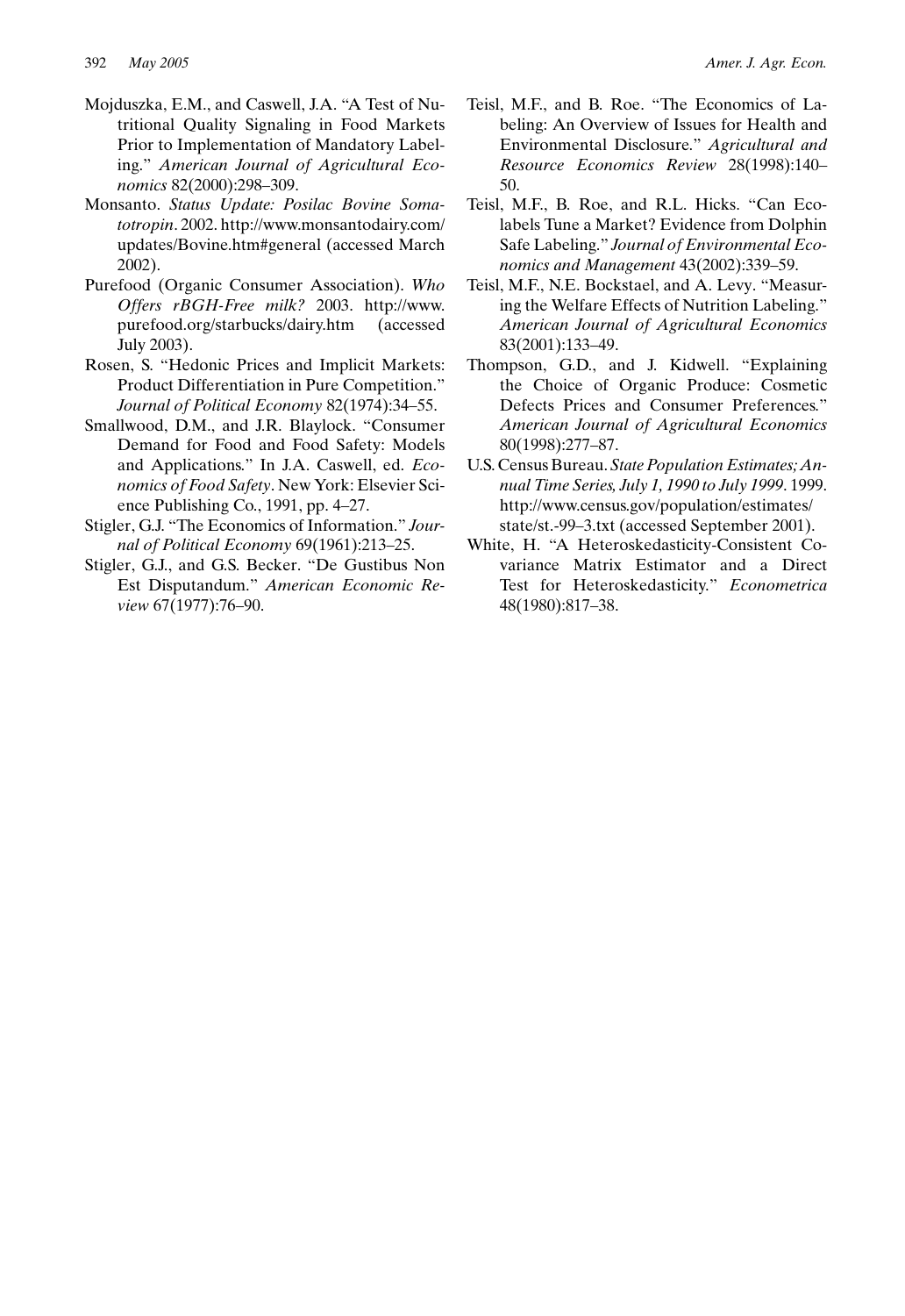Mojduszka, E.M., and Caswell, J.A. "A Test of Nutritional Quality Signaling in Food Markets Prior to Implementation of Mandatory Labeling." *American Journal of Agricultural Economics* 82(2000):298–309.

Monsanto. *Status Update: Posilac Bovine Somatotropin*. 2002. http://www.monsantodairy.com/updates/Bovine.htm#general (accessed March 2002).

Purefood (Organic Consumer Association). *Who Offers rBGH-Free milk?* 2003. http://www.purefood.org/starbucks/dairy.htm (accessed July 2003).

Rosen, S. "Hedonic Prices and Implicit Markets: Product Differentiation in Pure Competition." *Journal of Political Economy* 82(1974):34–55.

Smallwood, D.M., and J.R. Blaylock. "Consumer Demand for Food and Food Safety: Models and Applications." In J.A. Caswell, ed. *Economics of Food Safety*. New York: Elsevier Science Publishing Co., 1991, pp. 4–27.

Stigler, G.J. "The Economics of Information." *Journal of Political Economy* 69(1961):213–25.

Stigler, G.J., and G.S. Becker. "De Gustibus Non Est Disputandum." *American Economic Review* 67(1977):76–90.

Teisl, M.F., and B. Roe. "The Economics of Labeling: An Overview of Issues for Health and Environmental Disclosure." *Agricultural and Resource Economics Review* 28(1998):140–50.

Teisl, M.F., B. Roe, and R.L. Hicks. "Can Eco-labels Tune a Market? Evidence from Dolphin Safe Labeling." *Journal of Environmental Economics and Management* 43(2002):339–59.

Teisl, M.F., N.E. Bockstael, and A. Levy. "Measuring the Welfare Effects of Nutrition Labeling." *American Journal of Agricultural Economics* 83(2001):133–49.

Thompson, G.D., and J. Kidwell. "Explaining the Choice of Organic Produce: Cosmetic Defects Prices and Consumer Preferences." *American Journal of Agricultural Economics* 80(1998):277–87.

U.S. Census Bureau. *State Population Estimates; Annual Time Series, July 1, 1990 to July 1999*. 1999. http://www.census.gov/population/estimates/state/st.-99–3.txt (accessed September 2001).

White, H. "A Heteroskedasticity-Consistent Covariance Matrix Estimator and a Direct Test for Heteroskedasticity." *Econometrica* 48(1980):817–38.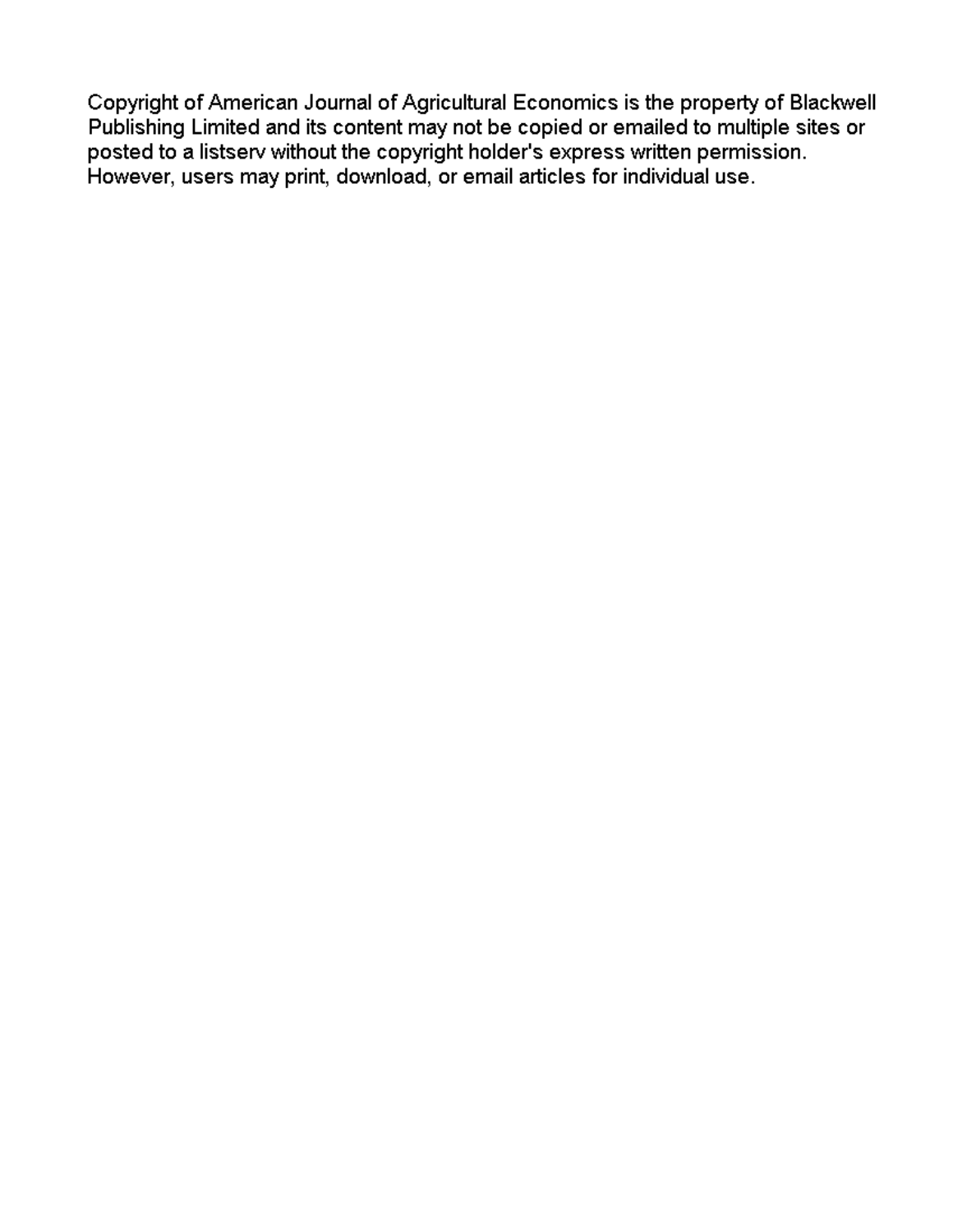Copyright of American Journal of Agricultural Economics is the property of Blackwell Publishing Limited and its content may not be copied or emailed to multiple sites or posted to a listserv without the copyright holder's express written permission. However, users may print, download, or email articles for individual use.